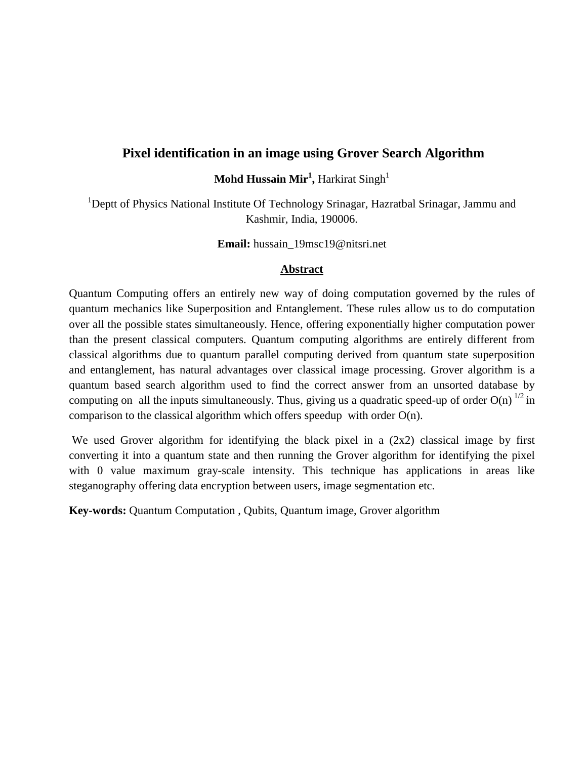# Pixel identification in an image using Grover Search Algorithm

**Mohd Hussain Mir[1],** Harkirat Singh[1]

[1]Deptt of Physics National Institute Of Technology Srinagar, Hazratbal Srinagar, Jammu and Kashmir, India, 190006.

**Email:** hussain_19msc19@nitsri.net

## Abstract

Quantum Computing offers an entirely new way of doing computation governed by the rules of quantum mechanics like Superposition and Entanglement. These rules allow us to do computation over all the possible states simultaneously. Hence, offering exponentially higher computation power than the present classical computers. Quantum computing algorithms are entirely different from classical algorithms due to quantum parallel computing derived from quantum state superposition and entanglement, has natural advantages over classical image processing. Grover algorithm is a quantum based search algorithm used to find the correct answer from an unsorted database by computing on all the inputs simultaneously. Thus, giving us a quadratic speed-up of order $O(n)^{1/2}$ in comparison to the classical algorithm which offers speedup with order $O(n)$.

We used Grover algorithm for identifying the black pixel in a (2x2) classical image by first converting it into a quantum state and then running the Grover algorithm for identifying the pixel with 0 value maximum gray-scale intensity. This technique has applications in areas like steganography offering data encryption between users, image segmentation etc.

**Key-words:** Quantum Computation , Qubits, Quantum image, Grover algorithm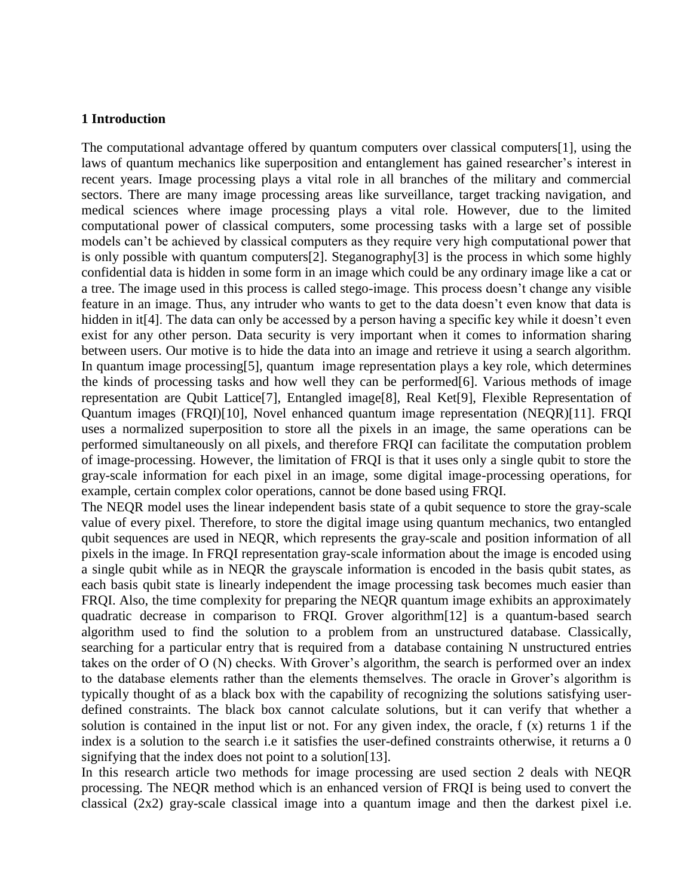## 1 Introduction

The computational advantage offered by quantum computers over classical computers[1], using the laws of quantum mechanics like superposition and entanglement has gained researcher's interest in recent years. Image processing plays a vital role in all branches of the military and commercial sectors. There are many image processing areas like surveillance, target tracking navigation, and medical sciences where image processing plays a vital role. However, due to the limited computational power of classical computers, some processing tasks with a large set of possible models can't be achieved by classical computers as they require very high computational power that is only possible with quantum computers[2]. Steganography[3] is the process in which some highly confidential data is hidden in some form in an image which could be any ordinary image like a cat or a tree. The image used in this process is called stego-image. This process doesn't change any visible feature in an image. Thus, any intruder who wants to get to the data doesn't even know that data is hidden in it[4]. The data can only be accessed by a person having a specific key while it doesn't even exist for any other person. Data security is very important when it comes to information sharing between users. Our motive is to hide the data into an image and retrieve it using a search algorithm. In quantum image processing[5], quantum image representation plays a key role, which determines the kinds of processing tasks and how well they can be performed[6]. Various methods of image representation are Qubit Lattice[7], Entangled image[8], Real Ket[9], Flexible Representation of Quantum images (FRQI)[10], Novel enhanced quantum image representation (NEQR)[11]. FRQI uses a normalized superposition to store all the pixels in an image, the same operations can be performed simultaneously on all pixels, and therefore FRQI can facilitate the computation problem of image-processing. However, the limitation of FRQI is that it uses only a single qubit to store the gray-scale information for each pixel in an image, some digital image-processing operations, for example, certain complex color operations, cannot be done based using FRQI.

The NEQR model uses the linear independent basis state of a qubit sequence to store the gray-scale value of every pixel. Therefore, to store the digital image using quantum mechanics, two entangled qubit sequences are used in NEQR, which represents the gray-scale and position information of all pixels in the image. In FRQI representation gray-scale information about the image is encoded using a single qubit while as in NEQR the grayscale information is encoded in the basis qubit states, as each basis qubit state is linearly independent the image processing task becomes much easier than FRQI. Also, the time complexity for preparing the NEQR quantum image exhibits an approximately quadratic decrease in comparison to FRQI. Grover algorithm[12] is a quantum-based search algorithm used to find the solution to a problem from an unstructured database. Classically, searching for a particular entry that is required from a database containing N unstructured entries takes on the order of O (N) checks. With Grover's algorithm, the search is performed over an index to the database elements rather than the elements themselves. The oracle in Grover's algorithm is typically thought of as a black box with the capability of recognizing the solutions satisfying user-defined constraints. The black box cannot calculate solutions, but it can verify that whether a solution is contained in the input list or not. For any given index, the oracle, f (x) returns 1 if the index is a solution to the search i.e it satisfies the user-defined constraints otherwise, it returns a 0 signifying that the index does not point to a solution[13].

In this research article two methods for image processing are used section 2 deals with NEQR processing. The NEQR method which is an enhanced version of FRQI is being used to convert the classical (2x2) gray-scale classical image into a quantum image and then the darkest pixel i.e.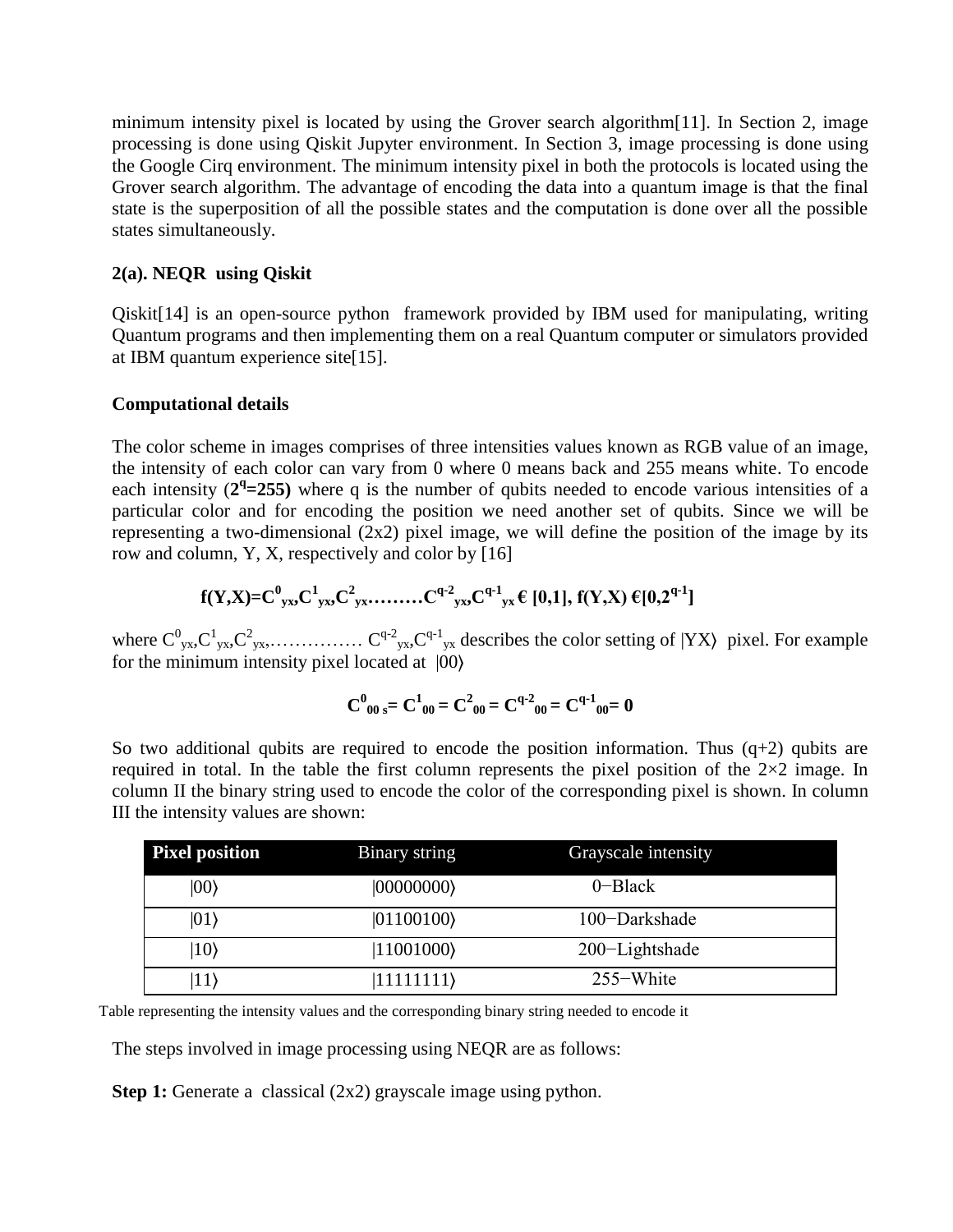minimum intensity pixel is located by using the Grover search algorithm[11]. In Section 2, image processing is done using Qiskit Jupyter environment. In Section 3, image processing is done using the Google Cirq environment. The minimum intensity pixel in both the protocols is located using the Grover search algorithm. The advantage of encoding the data into a quantum image is that the final state is the superposition of all the possible states and the computation is done over all the possible states simultaneously.

### 2(a). NEQR using Qiskit

Qiskit[14] is an open-source python framework provided by IBM used for manipulating, writing Quantum programs and then implementing them on a real Quantum computer or simulators provided at IBM quantum experience site[15].

**Computational details**

The color scheme in images comprises of three intensities values known as RGB value of an image, the intensity of each color can vary from 0 where 0 means back and 255 means white. To encode each intensity (**$2^q$=255)** where q is the number of qubits needed to encode various intensities of a particular color and for encoding the position we need another set of qubits. Since we will be representing a two-dimensional (2x2) pixel image, we will define the position of the image by its row and column, Y, X, respectively and color by [16]

$$\mathbf{f(Y,X)=C^0_{yx},C^1_{yx},C^2_{yx}\ldots\ldots\ldots C^{q-2}_{yx},C^{q-1}_{yx} \in [0,1],\ f(Y,X) \in [0,2^{q-1}]}$$

where $C^0_{yx},C^1_{yx},C^2_{yx},\ldots\ldots\ldots\ldots\ C^{q-2}_{yx},C^{q-1}_{yx}$ describes the color setting of $|YX\rangle$ pixel. For example for the minimum intensity pixel located at $|00\rangle$

$$\mathbf{C^0_{00\ s}= C^1_{00} = C^2_{00} = C^{q-2}_{00} = C^{q-1}_{00}= 0}$$

So two additional qubits are required to encode the position information. Thus (q+2) qubits are required in total. In the table the first column represents the pixel position of the 2×2 image. In column II the binary string used to encode the color of the corresponding pixel is shown. In column III the intensity values are shown:

| Pixel position | Binary string | Grayscale intensity |
|---|---|---|
| $\lvert 00\rangle$ | $\lvert 00000000\rangle$ | 0−Black |
| $\lvert 01\rangle$ | $\lvert 01100100\rangle$ | 100−Darkshade |
| $\lvert 10\rangle$ | $\lvert 11001000\rangle$ | 200−Lightshade |
| $\lvert 11\rangle$ | $\lvert 11111111\rangle$ | 255−White |

Table representing the intensity values and the corresponding binary string needed to encode it

The steps involved in image processing using NEQR are as follows:

**Step 1:** Generate a classical (2x2) grayscale image using python.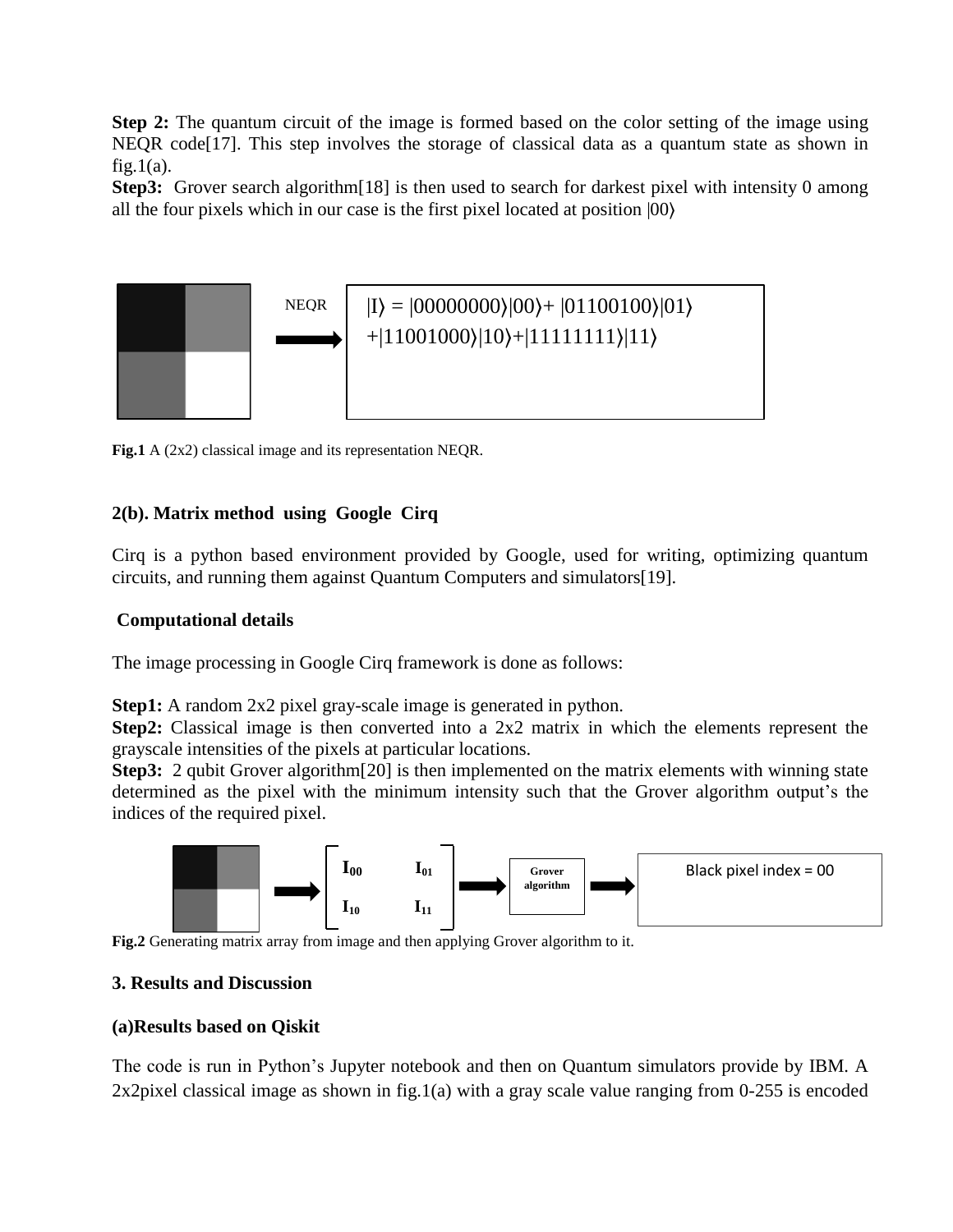**Step 2:** The quantum circuit of the image is formed based on the color setting of the image using NEQR code[17]. This step involves the storage of classical data as a quantum state as shown in fig.1(a).

**Step3:** Grover search algorithm[18] is then used to search for darkest pixel with intensity 0 among all the four pixels which in our case is the first pixel located at position |00⟩

NEQR

$|I\rangle = |00000000\rangle|00\rangle + |01100100\rangle|01\rangle + |11001000\rangle|10\rangle + |11111111\rangle|11\rangle$

**Fig.1** A (2x2) classical image and its representation NEQR.

## 2(b). Matrix method using Google Cirq

Cirq is a python based environment provided by Google, used for writing, optimizing quantum circuits, and running them against Quantum Computers and simulators[19].

### Computational details

The image processing in Google Cirq framework is done as follows:

**Step1:** A random 2x2 pixel gray-scale image is generated in python.

**Step2:** Classical image is then converted into a 2x2 matrix in which the elements represent the grayscale intensities of the pixels at particular locations.

**Step3:** 2 qubit Grover algorithm[20] is then implemented on the matrix elements with winning state determined as the pixel with the minimum intensity such that the Grover algorithm output's the indices of the required pixel.

$$\begin{bmatrix} I_{00} & I_{01} \\ I_{10} & I_{11} \end{bmatrix}$$

Grover algorithm

Black pixel index = 00

**Fig.2** Generating matrix array from image and then applying Grover algorithm to it.

## 3. Results and Discussion

### (a)Results based on Qiskit

The code is run in Python's Jupyter notebook and then on Quantum simulators provide by IBM. A 2x2pixel classical image as shown in fig.1(a) with a gray scale value ranging from 0-255 is encoded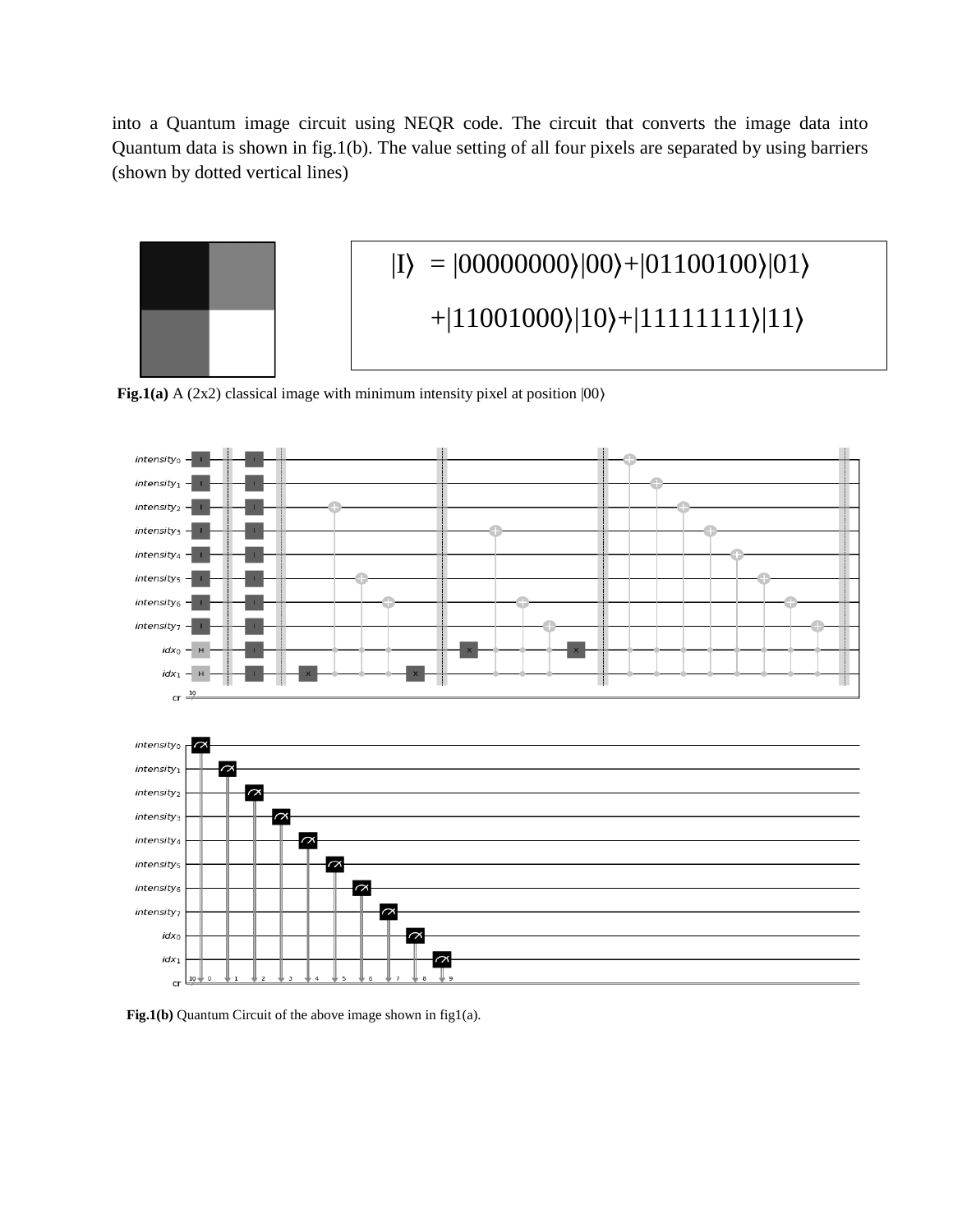into a Quantum image circuit using NEQR code. The circuit that converts the image data into Quantum data is shown in fig.1(b). The value setting of all four pixels are separated by using barriers (shown by dotted vertical lines)

$$|I\rangle = |00000000\rangle|00\rangle + |01100100\rangle|01\rangle + |11001000\rangle|10\rangle + |11111111\rangle|11\rangle$$

**Fig.1(a)** A (2x2) classical image with minimum intensity pixel at position $|00\rangle$

**Fig.1(b)** Quantum Circuit of the above image shown in fig1(a).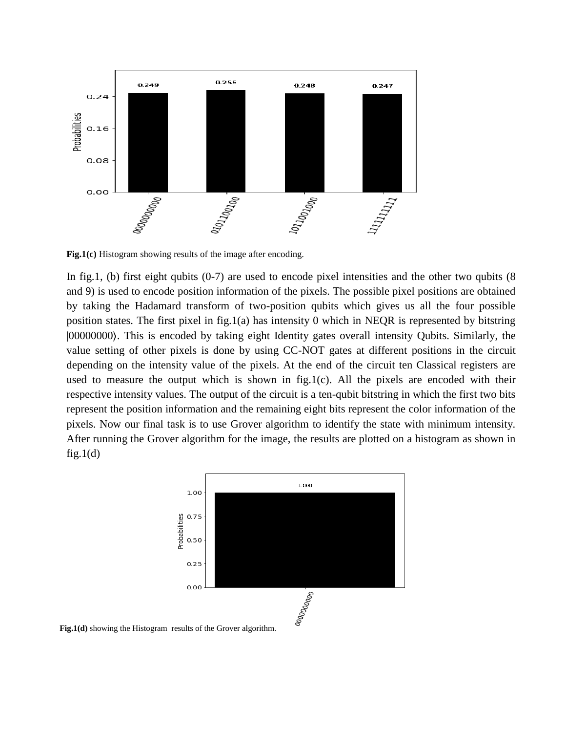**Fig.1(c)** Histogram showing results of the image after encoding.

In fig.1, (b) first eight qubits (0-7) are used to encode pixel intensities and the other two qubits (8 and 9) is used to encode position information of the pixels. The possible pixel positions are obtained by taking the Hadamard transform of two-position qubits which gives us all the four possible position states. The first pixel in fig.1(a) has intensity 0 which in NEQR is represented by bitstring |00000000⟩. This is encoded by taking eight Identity gates overall intensity Qubits. Similarly, the value setting of other pixels is done by using CC-NOT gates at different positions in the circuit depending on the intensity value of the pixels. At the end of the circuit ten Classical registers are used to measure the output which is shown in fig.1(c). All the pixels are encoded with their respective intensity values. The output of the circuit is a ten-qubit bitstring in which the first two bits represent the position information and the remaining eight bits represent the color information of the pixels. Now our final task is to use Grover algorithm to identify the state with minimum intensity. After running the Grover algorithm for the image, the results are plotted on a histogram as shown in fig.1(d)

**Fig.1(d)** showing the Histogram results of the Grover algorithm.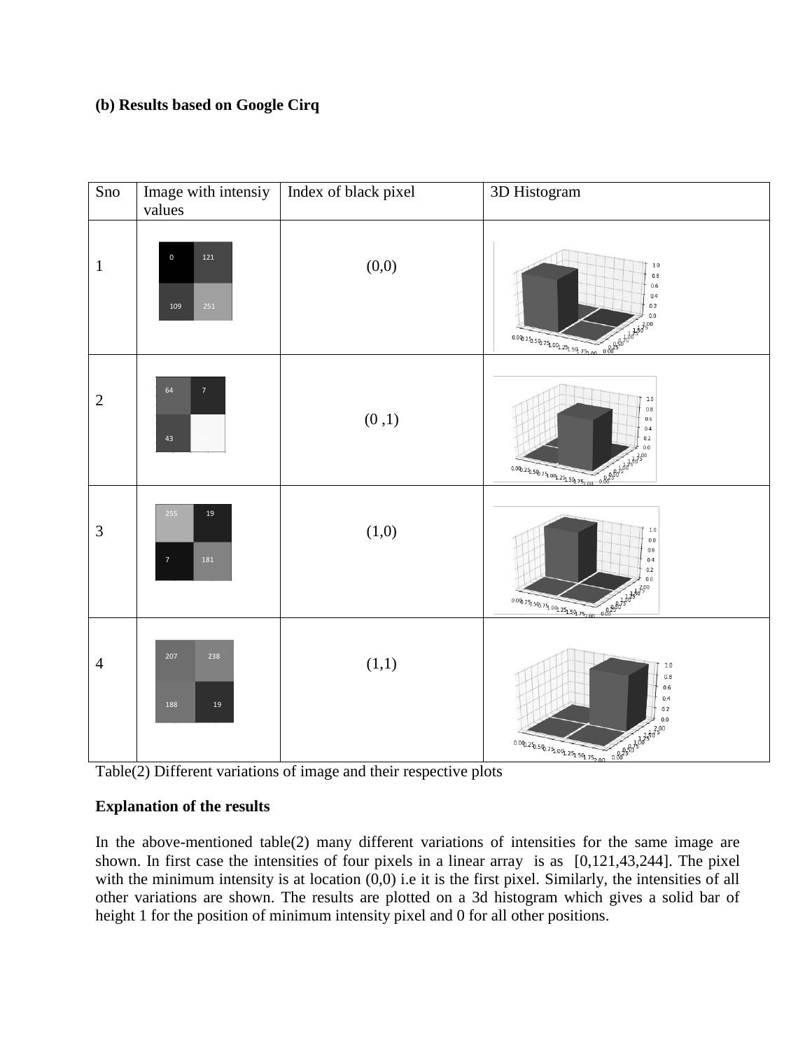**(b) Results based on Google Cirq**

| Sno | Image with intensiy values | Index of black pixel | 3D Histogram |
|---|---|---|---|
| 1 | 0, 121, 109, 251 | (0,0) | |
| 2 | 64, 7, 43 | (0 ,1) | |
| 3 | 255, 19, 7, 181 | (1,0) | |
| 4 | 207, 238, 188, 19 | (1,1) | |

Table(2) Different variations of image and their respective plots

**Explanation of the results**

In the above-mentioned table(2) many different variations of intensities for the same image are shown. In first case the intensities of four pixels in a linear array is as [0,121,43,244]. The pixel with the minimum intensity is at location (0,0) i.e it is the first pixel. Similarly, the intensities of all other variations are shown. The results are plotted on a 3d histogram which gives a solid bar of height 1 for the position of minimum intensity pixel and 0 for all other positions.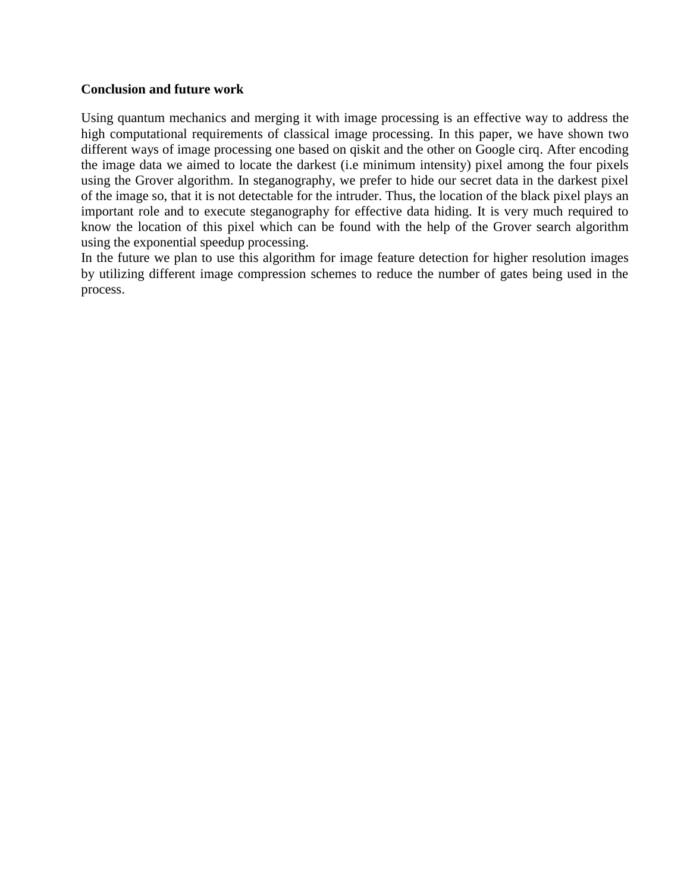## Conclusion and future work

Using quantum mechanics and merging it with image processing is an effective way to address the high computational requirements of classical image processing. In this paper, we have shown two different ways of image processing one based on qiskit and the other on Google cirq. After encoding the image data we aimed to locate the darkest (i.e minimum intensity) pixel among the four pixels using the Grover algorithm. In steganography, we prefer to hide our secret data in the darkest pixel of the image so, that it is not detectable for the intruder. Thus, the location of the black pixel plays an important role and to execute steganography for effective data hiding. It is very much required to know the location of this pixel which can be found with the help of the Grover search algorithm using the exponential speedup processing.

In the future we plan to use this algorithm for image feature detection for higher resolution images by utilizing different image compression schemes to reduce the number of gates being used in the process.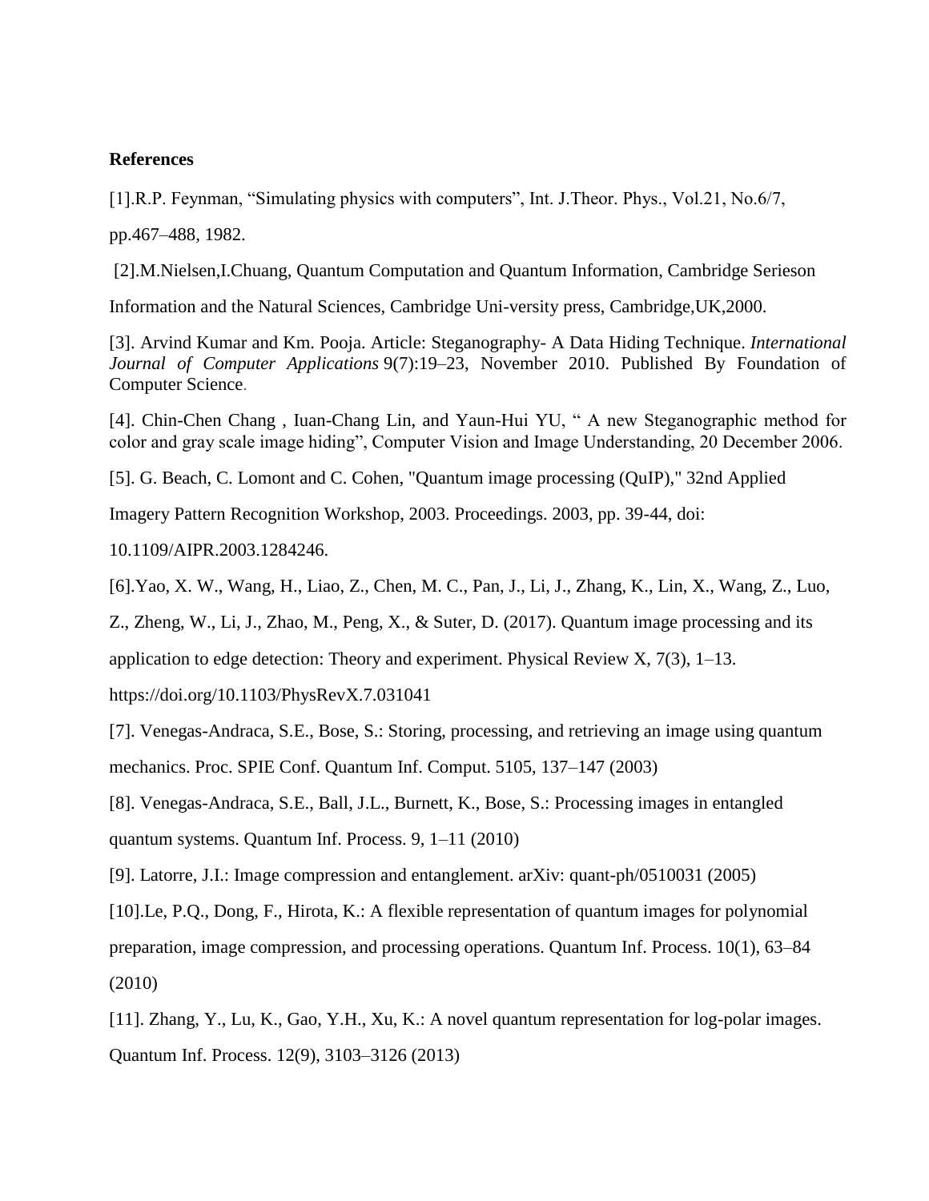**References**

[1].R.P. Feynman, "Simulating physics with computers", Int. J.Theor. Phys., Vol.21, No.6/7, pp.467–488, 1982.

[2].M.Nielsen,I.Chuang, Quantum Computation and Quantum Information, Cambridge Serieson Information and the Natural Sciences, Cambridge Uni-versity press, Cambridge,UK,2000.

[3]. Arvind Kumar and Km. Pooja. Article: Steganography- A Data Hiding Technique. *International Journal of Computer Applications* 9(7):19–23, November 2010. Published By Foundation of Computer Science.

[4]. Chin-Chen Chang , Iuan-Chang Lin, and Yaun-Hui YU, " A new Steganographic method for color and gray scale image hiding", Computer Vision and Image Understanding, 20 December 2006.

[5]. G. Beach, C. Lomont and C. Cohen, "Quantum image processing (QuIP)," 32nd Applied Imagery Pattern Recognition Workshop, 2003. Proceedings. 2003, pp. 39-44, doi: 10.1109/AIPR.2003.1284246.

[6].Yao, X. W., Wang, H., Liao, Z., Chen, M. C., Pan, J., Li, J., Zhang, K., Lin, X., Wang, Z., Luo, Z., Zheng, W., Li, J., Zhao, M., Peng, X., & Suter, D. (2017). Quantum image processing and its application to edge detection: Theory and experiment. Physical Review X, 7(3), 1–13. https://doi.org/10.1103/PhysRevX.7.031041

[7]. Venegas-Andraca, S.E., Bose, S.: Storing, processing, and retrieving an image using quantum mechanics. Proc. SPIE Conf. Quantum Inf. Comput. 5105, 137–147 (2003)

[8]. Venegas-Andraca, S.E., Ball, J.L., Burnett, K., Bose, S.: Processing images in entangled quantum systems. Quantum Inf. Process. 9, 1–11 (2010)

[9]. Latorre, J.I.: Image compression and entanglement. arXiv: quant-ph/0510031 (2005)

[10].Le, P.Q., Dong, F., Hirota, K.: A flexible representation of quantum images for polynomial preparation, image compression, and processing operations. Quantum Inf. Process. 10(1), 63–84 (2010)

[11]. Zhang, Y., Lu, K., Gao, Y.H., Xu, K.: A novel quantum representation for log-polar images. Quantum Inf. Process. 12(9), 3103–3126 (2013)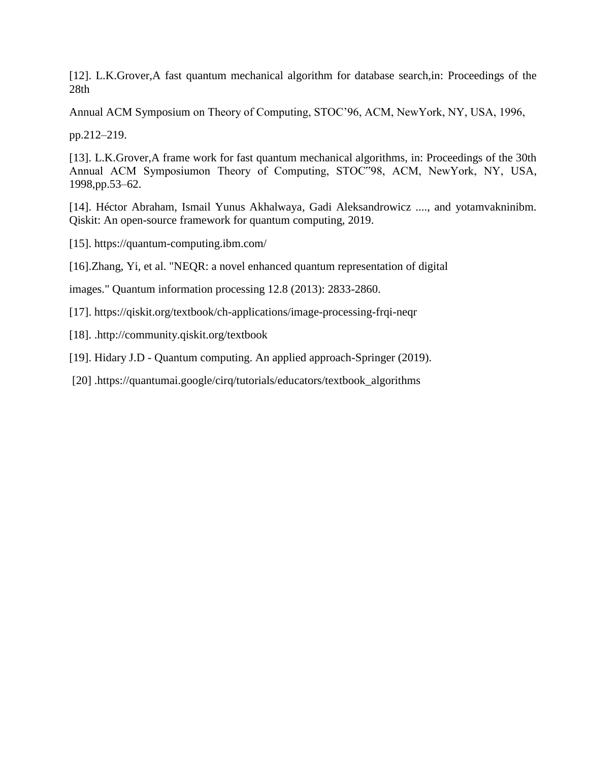[12]. L.K.Grover,A fast quantum mechanical algorithm for database search,in: Proceedings of the 28th

Annual ACM Symposium on Theory of Computing, STOC'96, ACM, NewYork, NY, USA, 1996,

pp.212–219.

[13]. L.K.Grover,A frame work for fast quantum mechanical algorithms, in: Proceedings of the 30th Annual ACM Symposiumon Theory of Computing, STOC‟98, ACM, NewYork, NY, USA, 1998,pp.53–62.

[14]. Héctor Abraham, Ismail Yunus Akhalwaya, Gadi Aleksandrowicz ...., and yotamvakninibm. Qiskit: An open-source framework for quantum computing, 2019.

[15]. https://quantum-computing.ibm.com/

[16].Zhang, Yi, et al. "NEQR: a novel enhanced quantum representation of digital

images." Quantum information processing 12.8 (2013): 2833-2860.

[17]. https://qiskit.org/textbook/ch-applications/image-processing-frqi-neqr

[18]. .http://community.qiskit.org/textbook

[19]. Hidary J.D - Quantum computing. An applied approach-Springer (2019).

[20] .https://quantumai.google/cirq/tutorials/educators/textbook_algorithms